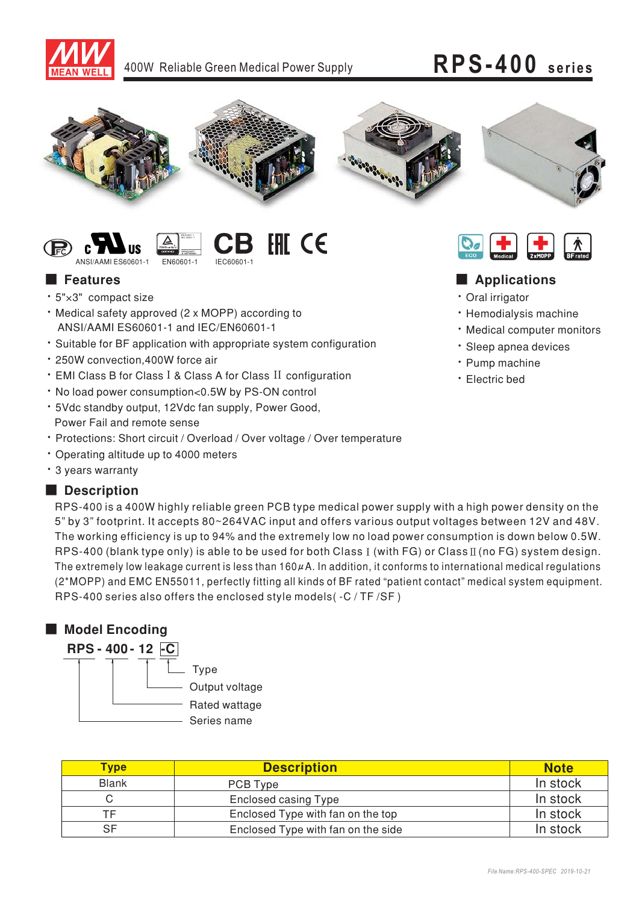400W Reliable Green Medical Power Supply

# RPS-400 series

ANSI/AAMI ES60601-1 EN60601-1 IEC60601-1

## Features

- 5"×3" compact size
- Medical safety approved (2 x MOPP) according to ANSI/AAMI ES60601-1 and IEC/EN60601-1
- Suitable for BF application with appropriate system configuration
- 250W convection,400W force air
- EMI Class B for Class Ⅰ & Class A for Class Ⅱ configuration
- No load power consumption<0.5W by PS-ON control
- 5Vdc standby output, 12Vdc fan supply, Power Good, Power Fail and remote sense
- Protections: Short circuit / Overload / Over voltage / Over temperature
- Operating altitude up to 4000 meters
- 3 years warranty

## Applications

- Oral irrigator
- Hemodialysis machine
- Medical computer monitors
- Sleep apnea devices
- Pump machine
- Electric bed

## Description

RPS-400 is a 400W highly reliable green PCB type medical power supply with a high power density on the 5" by 3" footprint. It accepts 80~264VAC input and offers various output voltages between 12V and 48V. The working efficiency is up to 94% and the extremely low no load power consumption is down below 0.5W. RPS-400 (blank type only) is able to be used for both Class Ⅰ (with FG) or Class Ⅱ (no FG) system design. The extremely low leakage current is less than 160μA. In addition, it conforms to international medical regulations (2*MOPP) and EMC EN55011, perfectly fitting all kinds of BF rated "patient contact" medical system equipment. RPS-400 series also offers the enclosed style models( -C / TF /SF )

## Model Encoding

**RPS - 400 - 12 -C**

- -C: Type
- 12: Output voltage
- 400: Rated wattage
- RPS: Series name

| Type | Description | Note |
|---|---|---|
| Blank | PCB Type | In stock |
| C | Enclosed casing Type | In stock |
| TF | Enclosed Type with fan on the top | In stock |
| SF | Enclosed Type with fan on the side | In stock |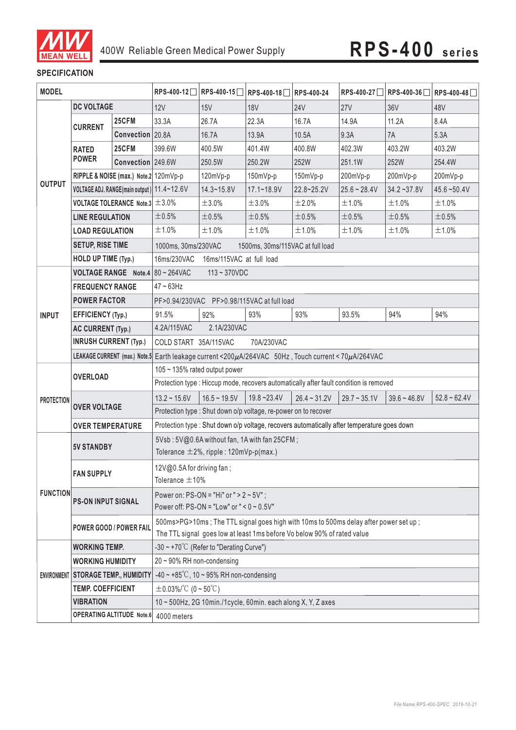# 400W Reliable Green Medical Power Supply **RPS-400 series**

## SPECIFICATION

| MODEL | | | RPS-400-12 | RPS-400-15 | RPS-400-18 | RPS-400-24 | RPS-400-27 | RPS-400-36 | RPS-400-48 |
|---|---|---|---|---|---|---|---|---|---|
| OUTPUT | DC VOLTAGE | | 12V | 15V | 18V | 24V | 27V | 36V | 48V |
| | CURRENT | 25CFM | 33.3A | 26.7A | 22.3A | 16.7A | 14.9A | 11.2A | 8.4A |
| | | Convection | 20.8A | 16.7A | 13.9A | 10.5A | 9.3A | 7A | 5.3A |
| | RATED POWER | 25CFM | 399.6W | 400.5W | 401.4W | 400.8W | 402.3W | 403.2W | 403.2W |
| | | Convection | 249.6W | 250.5W | 250.2W | 252W | 251.1W | 252W | 254.4W |
| | RIPPLE & NOISE (max.) Note.2 | | 120mVp-p | 120mVp-p | 150mVp-p | 150mVp-p | 200mVp-p | 200mVp-p | 200mVp-p |
| | VOLTAGE ADJ. RANGE(main output) | | 11.4~12.6V | 14.3~15.8V | 17.1~18.9V | 22.8~25.2V | 25.6 ~ 28.4V | 34.2 ~37.8V | 45.6 ~50.4V |
| | VOLTAGE TOLERANCE Note.3 | | ±3.0% | ±3.0% | ±3.0% | ±2.0% | ±1.0% | ±1.0% | ±1.0% |
| | LINE REGULATION | | ±0.5% | ±0.5% | ±0.5% | ±0.5% | ±0.5% | ±0.5% | ±0.5% |
| | LOAD REGULATION | | ±1.0% | ±1.0% | ±1.0% | ±1.0% | ±1.0% | ±1.0% | ±1.0% |
| | SETUP, RISE TIME | | 1000ms, 30ms/230VAC 1500ms, 30ms/115VAC at full load | | | | | | |
| | HOLD UP TIME (Typ.) | | 16ms/230VAC 16ms/115VAC at full load | | | | | | |
| INPUT | VOLTAGE RANGE Note.4 | | 80 ~ 264VAC 113 ~ 370VDC | | | | | | |
| | FREQUENCY RANGE | | 47 ~ 63Hz | | | | | | |
| | POWER FACTOR | | PF>0.94/230VAC PF>0.98/115VAC at full load | | | | | | |
| | EFFICIENCY (Typ.) | | 91.5% | 92% | 93% | 93% | 93.5% | 94% | 94% |
| | AC CURRENT (Typ.) | | 4.2A/115VAC 2.1A/230VAC | | | | | | |
| | INRUSH CURRENT (Typ.) | | COLD START 35A/115VAC 70A/230VAC | | | | | | |
| | LEAKAGE CURRENT (max.) Note.5 | | Earth leakage current <200μA/264VAC 50Hz , Touch current < 70μA/264VAC | | | | | | |
| PROTECTION | OVERLOAD | | 105 ~ 135% rated output power | | | | | | |
| | | | Protection type : Hiccup mode, recovers automatically after fault condition is removed | | | | | | |
| | OVER VOLTAGE | | 13.2 ~ 15.6V | 16.5 ~ 19.5V | 19.8 ~23.4V | 26.4 ~ 31.2V | 29.7 ~ 35.1V | 39.6 ~ 46.8V | 52.8 ~ 62.4V |
| | | | Protection type : Shut down o/p voltage, re-power on to recover | | | | | | |
| | OVER TEMPERATURE | | Protection type : Shut down o/p voltage, recovers automatically after temperature goes down | | | | | | |
| FUNCTION | 5V STANDBY | | 5Vsb : 5V@0.6A without fan, 1A with fan 25CFM ; Tolerance ±2%, ripple : 120mVp-p(max.) | | | | | | |
| | FAN SUPPLY | | 12V@0.5A for driving fan ; Tolerance ±10% | | | | | | |
| | PS-ON INPUT SIGNAL | | Power on: PS-ON = "Hi" or " > 2 ~ 5V" ; Power off: PS-ON = "Low" or " < 0 ~ 0.5V" | | | | | | |
| | POWER GOOD / POWER FAIL | | 500ms>PG>10ms ; The TTL signal goes high with 10ms to 500ms delay after power set up ; The TTL signal goes low at least 1ms before Vo below 90% of rated value | | | | | | |
| ENVIRONMENT | WORKING TEMP. | | -30 ~ +70℃ (Refer to "Derating Curve") | | | | | | |
| | WORKING HUMIDITY | | 20 ~ 90% RH non-condensing | | | | | | |
| | STORAGE TEMP., HUMIDITY | | -40 ~ +85℃, 10 ~ 95% RH non-condensing | | | | | | |
| | TEMP. COEFFICIENT | | ±0.03%/℃ (0 ~ 50℃) | | | | | | |
| | VIBRATION | | 10 ~ 500Hz, 2G 10min./1cycle, 60min. each along X, Y, Z axes | | | | | | |
| | OPERATING ALTITUDE Note.6 | | 4000 meters | | | | | | |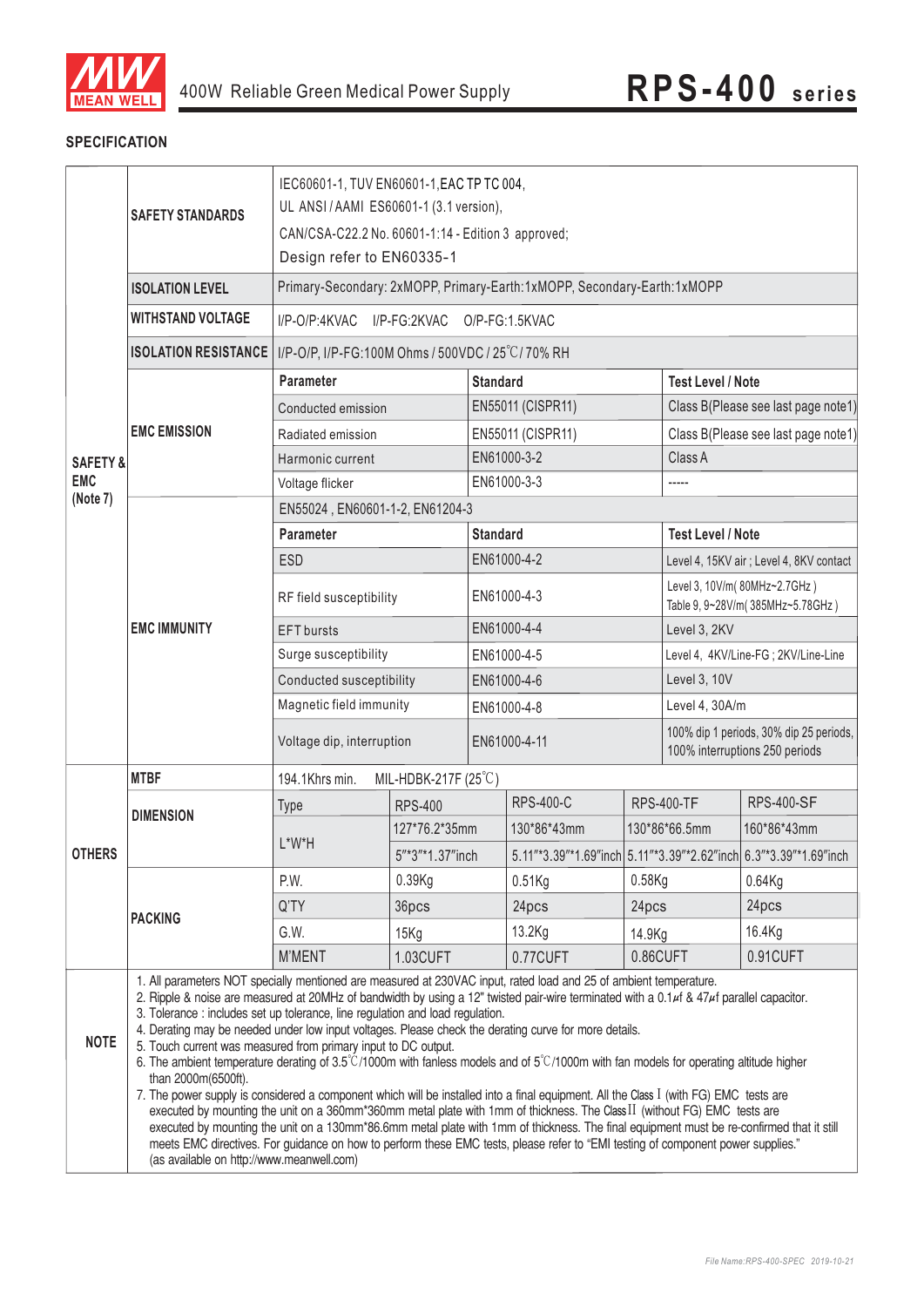# 400W Reliable Green Medical Power Supply — RPS-400 series

## SPECIFICATION

| | | | | | | |
|---|---|---|---|---|---|---|
| SAFETY & EMC (Note 7) | SAFETY STANDARDS | IEC60601-1, TUV EN60601-1,EAC TP TC 004, UL ANSI / AAMI ES60601-1 (3.1 version), CAN/CSA-C22.2 No. 60601-1:14 - Edition 3 approved; Design refer to EN60335-1 | | | | |
| | ISOLATION LEVEL | Primary-Secondary: 2xMOPP, Primary-Earth:1xMOPP, Secondary-Earth:1xMOPP | | | | |
| | WITHSTAND VOLTAGE | I/P-O/P:4KVAC I/P-FG:2KVAC O/P-FG:1.5KVAC | | | | |
| | ISOLATION RESISTANCE | I/P-O/P, I/P-FG:100M Ohms / 500VDC / 25℃/ 70% RH | | | | |
| | EMC EMISSION | **Parameter** | **Standard** | | **Test Level / Note** | |
| | | Conducted emission | EN55011 (CISPR11) | | Class B(Please see last page note1) | |
| | | Radiated emission | EN55011 (CISPR11) | | Class B(Please see last page note1) | |
| | | Harmonic current | EN61000-3-2 | | Class A | |
| | | Voltage flicker | EN61000-3-3 | | ----- | |
| | EMC IMMUNITY | EN55024 , EN60601-1-2, EN61204-3 | | | | |
| | | **Parameter** | **Standard** | | **Test Level / Note** | |
| | | ESD | EN61000-4-2 | | Level 4, 15KV air ; Level 4, 8KV contact | |
| | | RF field susceptibility | EN61000-4-3 | | Level 3, 10V/m( 80MHz~2.7GHz ) Table 9, 9~28V/m( 385MHz~5.78GHz ) | |
| | | EFT bursts | EN61000-4-4 | | Level 3, 2KV | |
| | | Surge susceptibility | EN61000-4-5 | | Level 4, 4KV/Line-FG ; 2KV/Line-Line | |
| | | Conducted susceptibility | EN61000-4-6 | | Level 3, 10V | |
| | | Magnetic field immunity | EN61000-4-8 | | Level 4, 30A/m | |
| | | Voltage dip, interruption | EN61000-4-11 | | 100% dip 1 periods, 30% dip 25 periods, 100% interruptions 250 periods | |
| OTHERS | MTBF | 194.1Khrs min. MIL-HDBK-217F (25℃) | | | | |
| | DIMENSION | Type | RPS-400 | RPS-400-C | RPS-400-TF | RPS-400-SF |
| | | L*W*H | 127*76.2*35mm | 130*86*43mm | 130*86*66.5mm | 160*86*43mm |
| | | | 5"*3"*1.37"inch | 5.11"*3.39"*1.69"inch | 5.11"*3.39"*2.62"inch | 6.3"*3.39"*1.69"inch |
| | PACKING | P.W. | 0.39Kg | 0.51Kg | 0.58Kg | 0.64Kg |
| | | Q'TY | 36pcs | 24pcs | 24pcs | 24pcs |
| | | G.W. | 15Kg | 13.2Kg | 14.9Kg | 16.4Kg |
| | | M'MENT | 1.03CUFT | 0.77CUFT | 0.86CUFT | 0.91CUFT |

**NOTE**

1. All parameters NOT specially mentioned are measured at 230VAC input, rated load and 25 of ambient temperature.
2. Ripple & noise are measured at 20MHz of bandwidth by using a 12" twisted pair-wire terminated with a 0.1μf & 47μf parallel capacitor.
3. Tolerance : includes set up tolerance, line regulation and load regulation.
4. Derating may be needed under low input voltages. Please check the derating curve for more details.
5. Touch current was measured from primary input to DC output.
6. The ambient temperature derating of 3.5℃/1000m with fanless models and of 5℃/1000m with fan models for operating altitude higher than 2000m(6500ft).
7. The power supply is considered a component which will be installed into a final equipment. All the Class I (with FG) EMC tests are executed by mounting the unit on a 360mm*360mm metal plate with 1mm of thickness. The Class II (without FG) EMC tests are executed by mounting the unit on a 130mm*86.6mm metal plate with 1mm of thickness. The final equipment must be re-confirmed that it still meets EMC directives. For guidance on how to perform these EMC tests, please refer to "EMI testing of component power supplies." (as available on http://www.meanwell.com)

File Name:RPS-400-SPEC 2019-10-21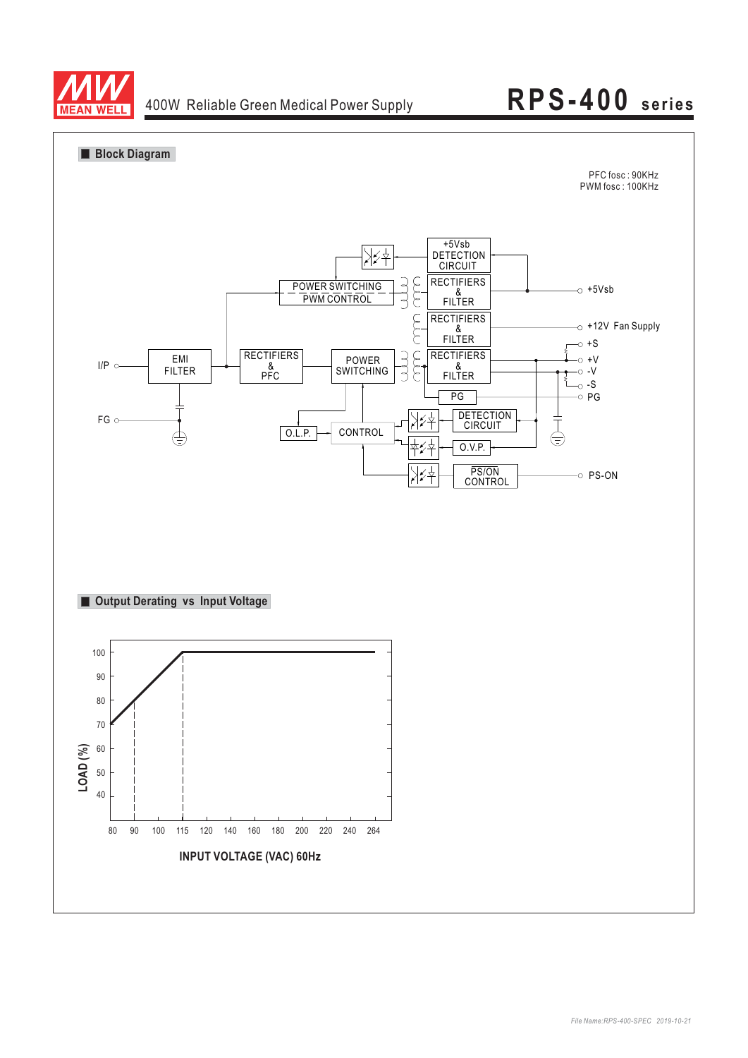## Block Diagram

PFC fosc : 90KHz
PWM fosc : 100KHz

## Output Derating vs Input Voltage

LOAD (%)

INPUT VOLTAGE (VAC) 60Hz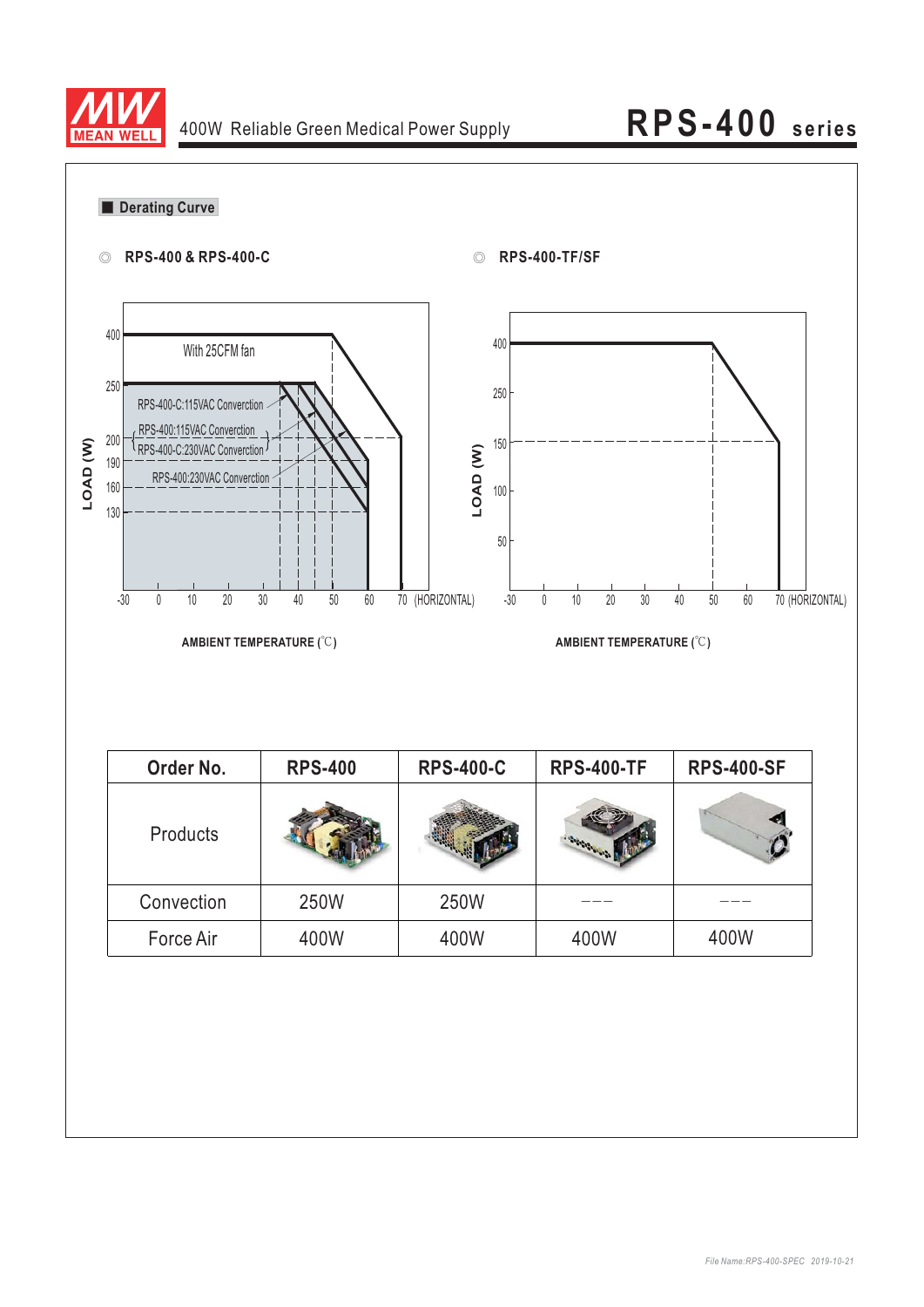## Derating Curve

◎ RPS-400 & RPS-400-C

With 25CFM fan

RPS-400-C:115VAC Convection

RPS-400:115VAC Convection

RPS-400-C:230VAC Convection

RPS-400:230VAC Convection

LOAD (W): 400, 250, 200, 190, 160, 130

AMBIENT TEMPERATURE (℃): -30, 0, 10, 20, 30, 40, 50, 60, 70 (HORIZONTAL)

◎ RPS-400-TF/SF

LOAD (W): 400, 250, 150, 100, 50

AMBIENT TEMPERATURE (℃): -30, 0, 10, 20, 30, 40, 50, 60, 70 (HORIZONTAL)

| Order No. | RPS-400 | RPS-400-C | RPS-400-TF | RPS-400-SF |
|---|---|---|---|---|
| Products | | | | |
| Convection | 250W | 250W | --- | --- |
| Force Air | 400W | 400W | 400W | 400W |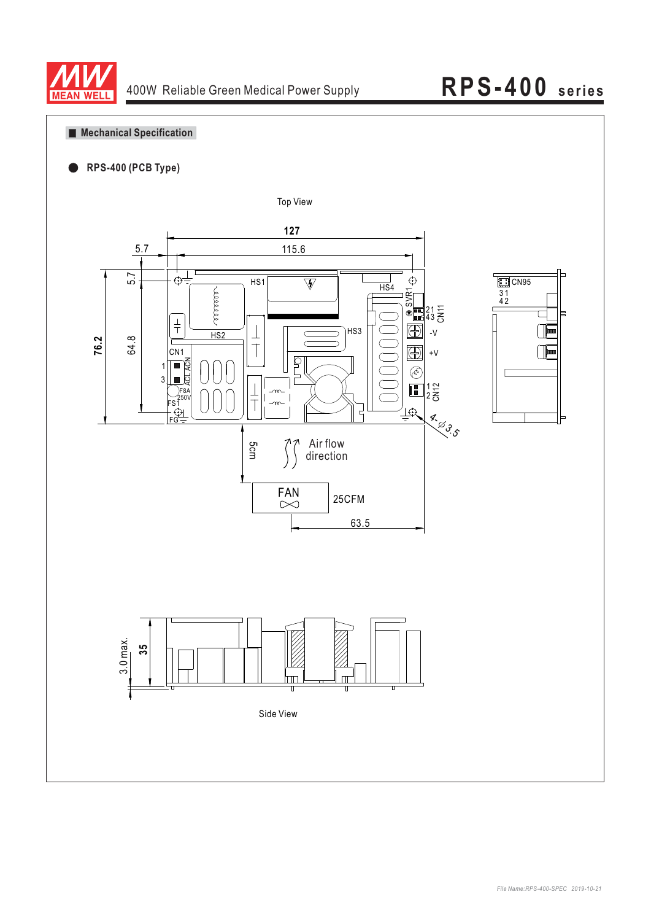## Mechanical Specification

- **RPS-400 (PCB Type)**

Top View

127

5.7

115.6

5.7

76.2

64.8

HS1

HS2

HS3

HS4

SVR1

CN11

CN1

CN12

CN95

FS1

F8A 250V

AC/L AC/N

FG

-V

+V

4-ϕ3.5

5cm

Air flow direction

FAN

25CFM

63.5

3.0 max.

35

Side View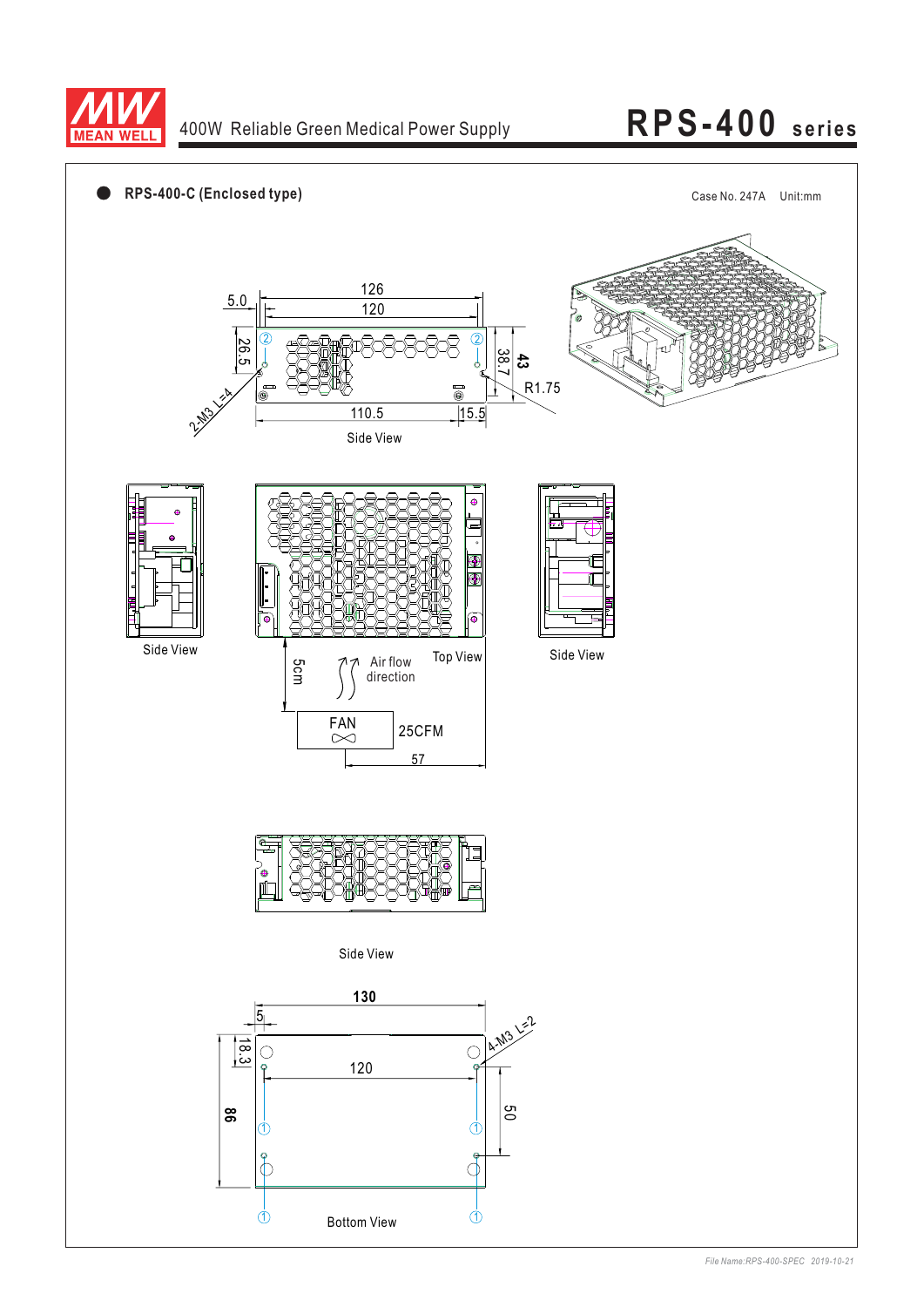● **RPS-400-C (Enclosed type)**

Case No. 247A Unit:mm

126
120
5.0
26.5
38.7
**43**
2-M3 L=4
R1.75
110.5
15.5

Side View

Side View

Top View

5cm

Air flow direction

FAN

25CFM

57

Side View

Side View

**130**
5
18.3
120
4-M3 L=2
**86**
50

Bottom View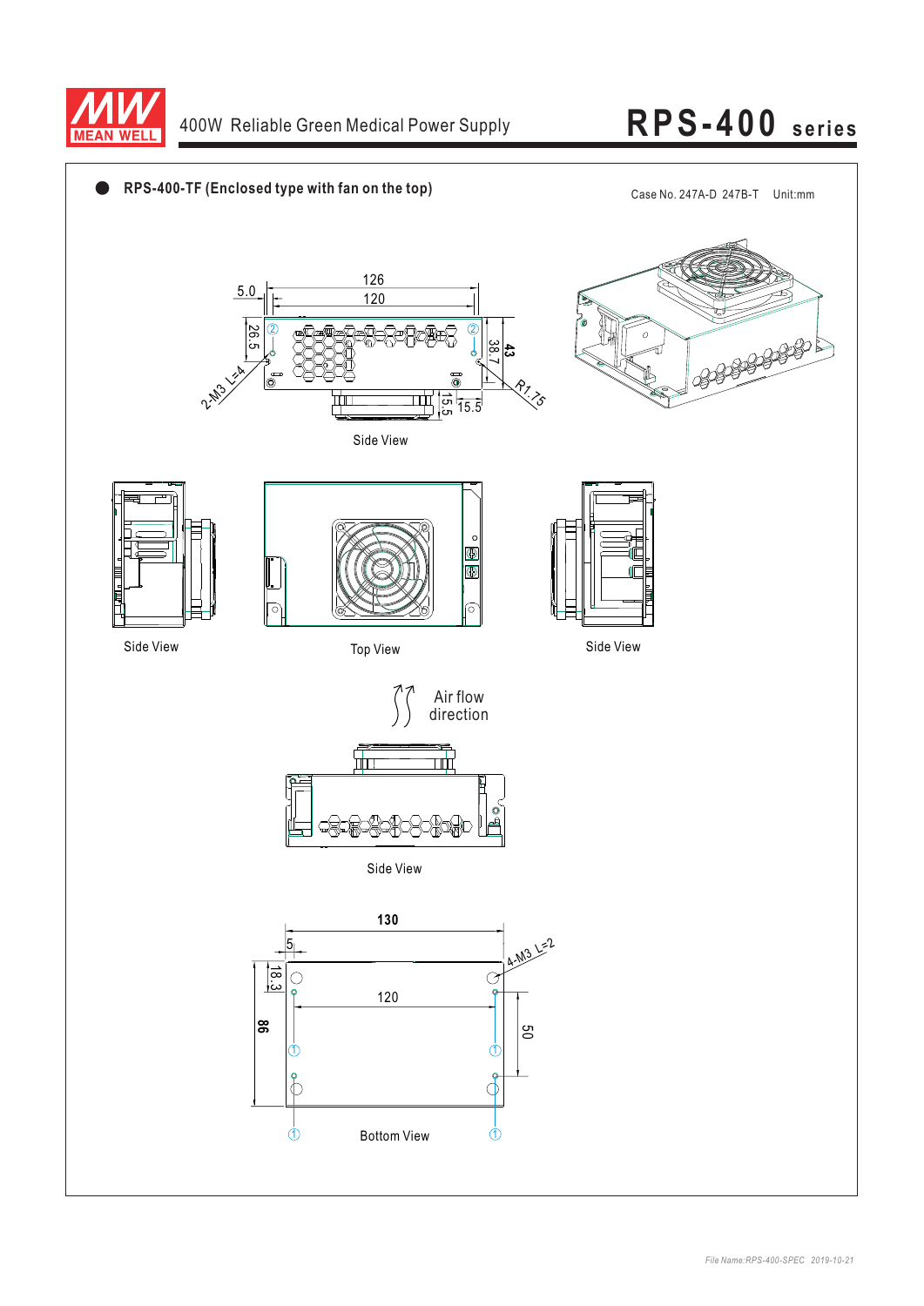- **RPS-400-TF (Enclosed type with fan on the top)**

Case No. 247A-D 247B-T Unit:mm

126
120
5.0
26.5
38.7
43
2-M3 L=4
R1.75
15.5
15.5

Side View

Side View

Top View

Side View

Air flow direction

Side View

130
5
18.3
120
86
50
4-M3 L=2

Bottom View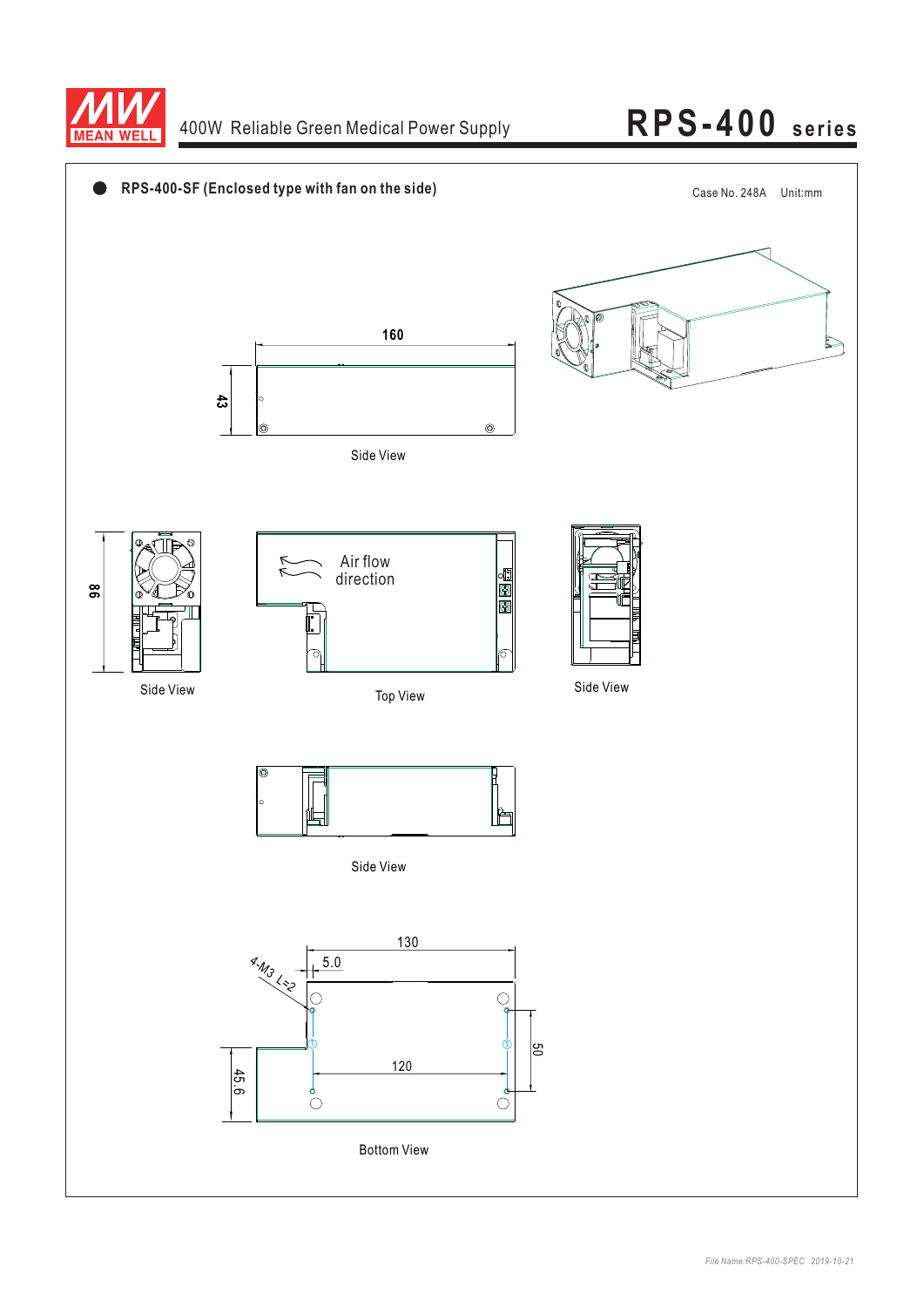## ● RPS-400-SF (Enclosed type with fan on the side)

Case No. 248A Unit:mm

160

43

Side View

98

Side View

Air flow direction

Top View

Side View

Side View

130

5.0

4-M3 L=2

50

120

45.6

Bottom View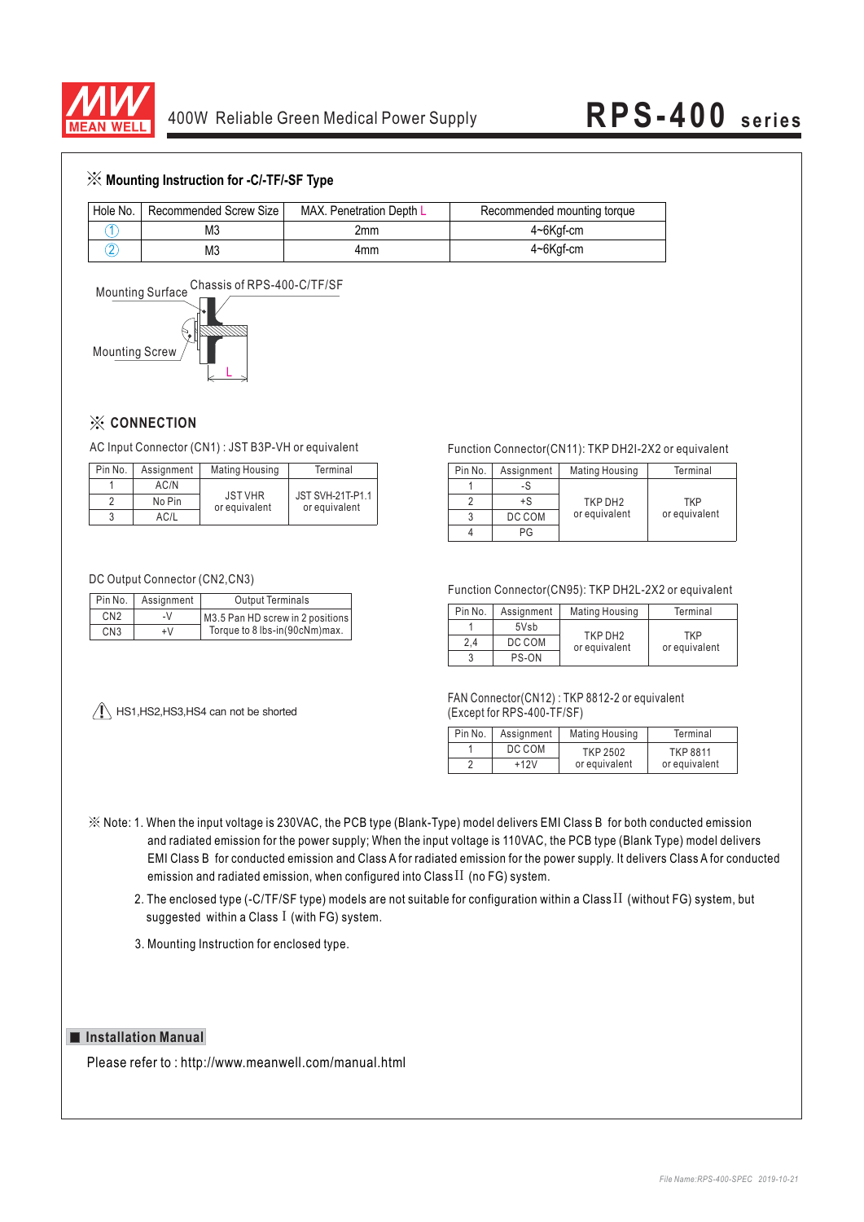※ Mounting Instruction for -C/-TF/-SF Type

| Hole No. | Recommended Screw Size | MAX. Penetration Depth L | Recommended mounting torque |
|---|---|---|---|
| ① | M3 | 2mm | 4~6Kgf-cm |
| ② | M3 | 4mm | 4~6Kgf-cm |

Mounting Surface
Chassis of RPS-400-C/TF/SF
Mounting Screw
L

## ※ CONNECTION

AC Input Connector (CN1) : JST B3P-VH or equivalent

| Pin No. | Assignment | Mating Housing | Terminal |
|---|---|---|---|
| 1 | AC/N | JST VHR or equivalent | JST SVH-21T-P1.1 or equivalent |
| 2 | No Pin | | |
| 3 | AC/L | | |

Function Connector(CN11): TKP DH2I-2X2 or equivalent

| Pin No. | Assignment | Mating Housing | Terminal |
|---|---|---|---|
| 1 | -S | TKP DH2 or equivalent | TKP or equivalent |
| 2 | +S | | |
| 3 | DC COM | | |
| 4 | PG | | |

DC Output Connector (CN2,CN3)

| Pin No. | Assignment | Output Terminals |
|---|---|---|
| CN2 | -V | M3.5 Pan HD screw in 2 positions Torque to 8 lbs-in(90cNm)max. |
| CN3 | +V | |

Function Connector(CN95): TKP DH2L-2X2 or equivalent

| Pin No. | Assignment | Mating Housing | Terminal |
|---|---|---|---|
| 1 | 5Vsb | TKP DH2 or equivalent | TKP or equivalent |
| 2,4 | DC COM | | |
| 3 | PS-ON | | |

⚠ HS1,HS2,HS3,HS4 can not be shorted

FAN Connector(CN12) : TKP 8812-2 or equivalent
(Except for RPS-400-TF/SF)

| Pin No. | Assignment | Mating Housing | Terminal |
|---|---|---|---|
| 1 | DC COM | TKP 2502 or equivalent | TKP 8811 or equivalent |
| 2 | +12V | | |

※ Note: 1. When the input voltage is 230VAC, the PCB type (Blank-Type) model delivers EMI Class B for both conducted emission and radiated emission for the power supply; When the input voltage is 110VAC, the PCB type (Blank Type) model delivers EMI Class B for conducted emission and Class A for radiated emission for the power supply. It delivers Class A for conducted emission and radiated emission, when configured into Class II (no FG) system.

2. The enclosed type (-C/TF/SF type) models are not suitable for configuration within a Class II (without FG) system, but suggested within a Class I (with FG) system.

3. Mounting Instruction for enclosed type.

## ■ Installation Manual

Please refer to : http://www.meanwell.com/manual.html